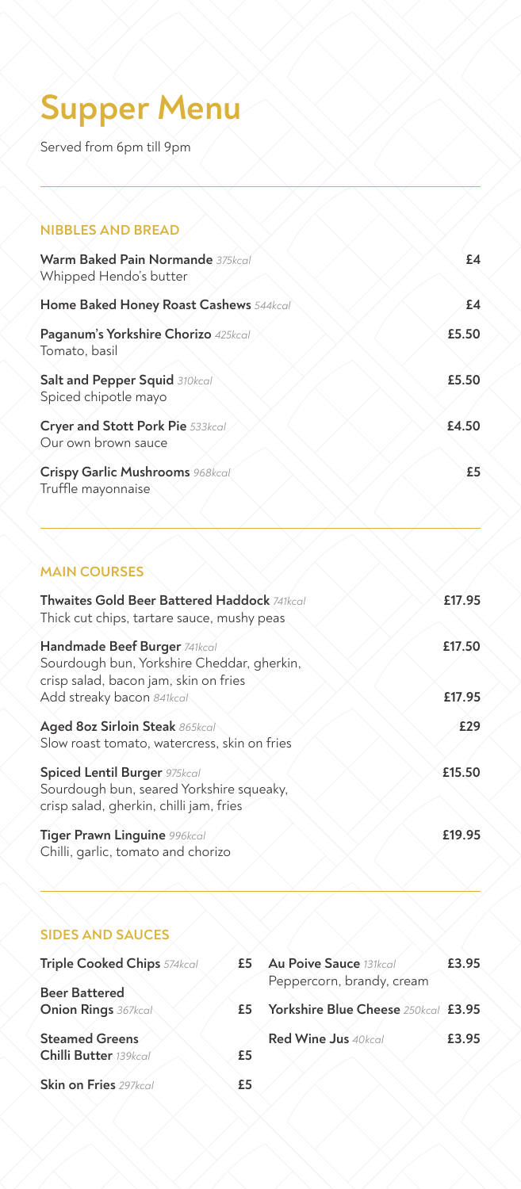# Supper Menu

Served from 6pm till 9pm

## NIBBLES AND BREAD

**Warm Baked Pain Normande** *375kcal* — £4
Whipped Hendo's butter

**Home Baked Honey Roast Cashews** *544kcal* — £4

**Paganum's Yorkshire Chorizo** *425kcal* — £5.50
Tomato, basil

**Salt and Pepper Squid** *310kcal* — £5.50
Spiced chipotle mayo

**Cryer and Stott Pork Pie** *533kcal* — £4.50
Our own brown sauce

**Crispy Garlic Mushrooms** *968kcal* — £5
Truffle mayonnaise

## MAIN COURSES

**Thwaites Gold Beer Battered Haddock** *741kcal* — £17.95
Thick cut chips, tartare sauce, mushy peas

**Handmade Beef Burger** *741kcal* — £17.50
Sourdough bun, Yorkshire Cheddar, gherkin, crisp salad, bacon jam, skin on fries
Add streaky bacon *841kcal* — £17.95

**Aged 8oz Sirloin Steak** *865kcal* — £29
Slow roast tomato, watercress, skin on fries

**Spiced Lentil Burger** *975kcal* — £15.50
Sourdough bun, seared Yorkshire squeaky, crisp salad, gherkin, chilli jam, fries

**Tiger Prawn Linguine** *996kcal* — £19.95
Chilli, garlic, tomato and chorizo

## SIDES AND SAUCES

**Triple Cooked Chips** *574kcal* — £5

**Beer Battered Onion Rings** *367kcal* — £5

**Steamed Greens Chilli Butter** *139kcal* — £5

**Skin on Fries** *297kcal* — £5

**Au Poive Sauce** *131kcal* — £3.95
Peppercorn, brandy, cream

**Yorkshire Blue Cheese** *250kcal* — £3.95

**Red Wine Jus** *40kcal* — £3.95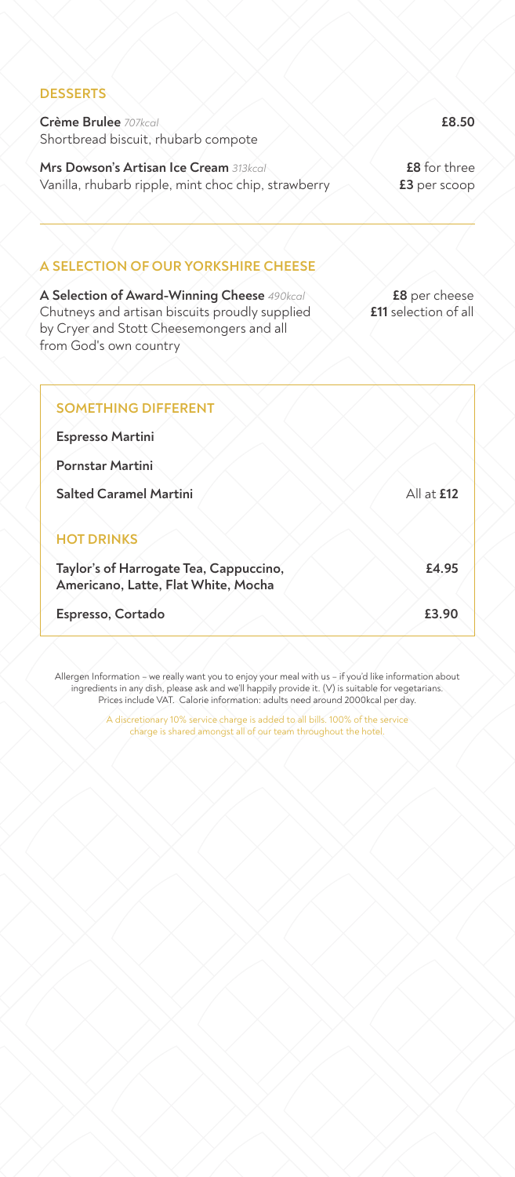## DESSERTS

**Crème Brulee** *707kcal* **£8.50**
Shortbread biscuit, rhubarb compote

**Mrs Dowson's Artisan Ice Cream** *313kcal* **£8** for three
Vanilla, rhubarb ripple, mint choc chip, strawberry **£3** per scoop

## A SELECTION OF OUR YORKSHIRE CHEESE

**A Selection of Award-Winning Cheese** *490kcal* **£8** per cheese
Chutneys and artisan biscuits proudly supplied by Cryer and Stott Cheesemongers and all from God's own country **£11** selection of all

## SOMETHING DIFFERENT

**Espresso Martini**

**Pornstar Martini**

**Salted Caramel Martini** All at **£12**

## HOT DRINKS

**Taylor's of Harrogate Tea, Cappuccino, Americano, Latte, Flat White, Mocha** **£4.95**

**Espresso, Cortado** **£3.90**

Allergen Information – we really want you to enjoy your meal with us – if you'd like information about ingredients in any dish, please ask and we'll happily provide it. (V) is suitable for vegetarians. Prices include VAT. Calorie information: adults need around 2000kcal per day.

A discretionary 10% service charge is added to all bills. 100% of the service charge is shared amongst all of our team throughout the hotel.